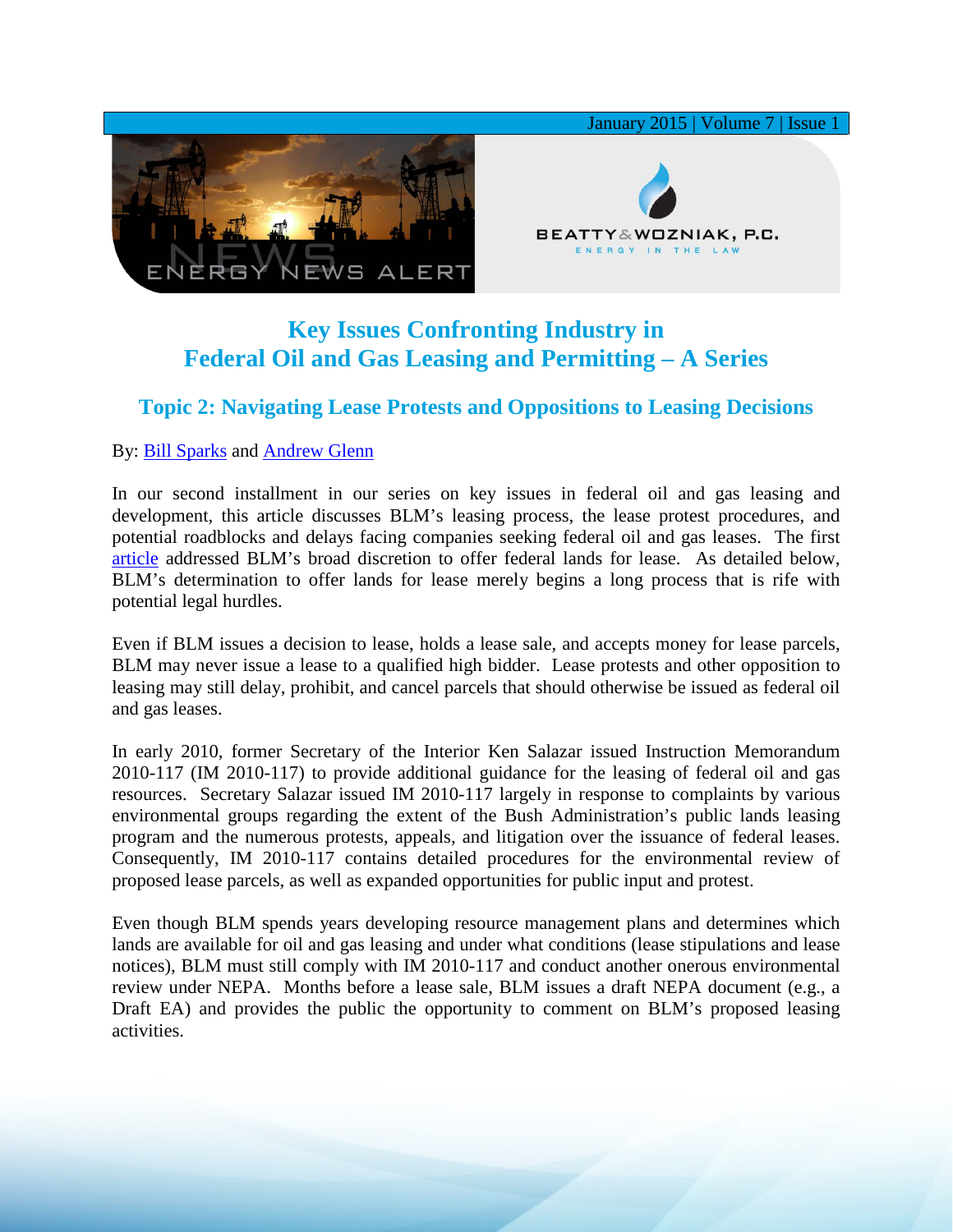# Key Issues Confronting Industry in Federal Oil and Gas Leasing and Permitting – A Series

## Topic 2: Navigating Lease Protests and Oppositions to Leasing Decisions

By: Bill Sparks and Andrew Glenn

In our second installment in our series on key issues in federal oil and gas leasing and development, this article discusses BLM's leasing process, the lease protest procedures, and potential roadblocks and delays facing companies seeking federal oil and gas leases. The first article addressed BLM's broad discretion to offer federal lands for lease. As detailed below, BLM's determination to offer lands for lease merely begins a long process that is rife with potential legal hurdles.

Even if BLM issues a decision to lease, holds a lease sale, and accepts money for lease parcels, BLM may never issue a lease to a qualified high bidder. Lease protests and other opposition to leasing may still delay, prohibit, and cancel parcels that should otherwise be issued as federal oil and gas leases.

In early 2010, former Secretary of the Interior Ken Salazar issued Instruction Memorandum 2010-117 (IM 2010-117) to provide additional guidance for the leasing of federal oil and gas resources. Secretary Salazar issued IM 2010-117 largely in response to complaints by various environmental groups regarding the extent of the Bush Administration's public lands leasing program and the numerous protests, appeals, and litigation over the issuance of federal leases. Consequently, IM 2010-117 contains detailed procedures for the environmental review of proposed lease parcels, as well as expanded opportunities for public input and protest.

Even though BLM spends years developing resource management plans and determines which lands are available for oil and gas leasing and under what conditions (lease stipulations and lease notices), BLM must still comply with IM 2010-117 and conduct another onerous environmental review under NEPA. Months before a lease sale, BLM issues a draft NEPA document (e.g., a Draft EA) and provides the public the opportunity to comment on BLM's proposed leasing activities.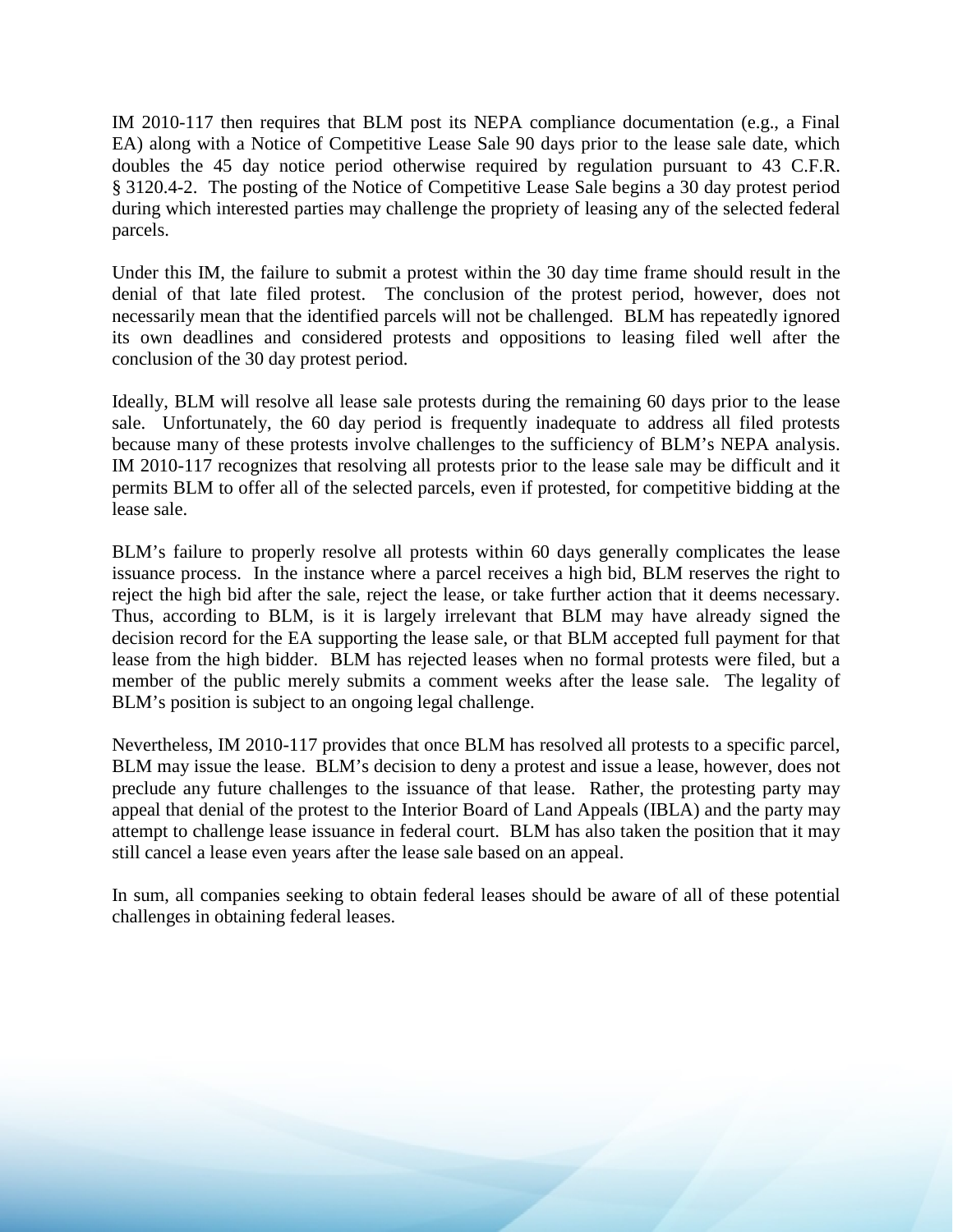IM 2010-117 then requires that BLM post its NEPA compliance documentation (e.g., a Final EA) along with a Notice of Competitive Lease Sale 90 days prior to the lease sale date, which doubles the 45 day notice period otherwise required by regulation pursuant to 43 C.F.R. § 3120.4-2. The posting of the Notice of Competitive Lease Sale begins a 30 day protest period during which interested parties may challenge the propriety of leasing any of the selected federal parcels.

Under this IM, the failure to submit a protest within the 30 day time frame should result in the denial of that late filed protest. The conclusion of the protest period, however, does not necessarily mean that the identified parcels will not be challenged. BLM has repeatedly ignored its own deadlines and considered protests and oppositions to leasing filed well after the conclusion of the 30 day protest period.

Ideally, BLM will resolve all lease sale protests during the remaining 60 days prior to the lease sale. Unfortunately, the 60 day period is frequently inadequate to address all filed protests because many of these protests involve challenges to the sufficiency of BLM's NEPA analysis. IM 2010-117 recognizes that resolving all protests prior to the lease sale may be difficult and it permits BLM to offer all of the selected parcels, even if protested, for competitive bidding at the lease sale.

BLM's failure to properly resolve all protests within 60 days generally complicates the lease issuance process. In the instance where a parcel receives a high bid, BLM reserves the right to reject the high bid after the sale, reject the lease, or take further action that it deems necessary. Thus, according to BLM, is it is largely irrelevant that BLM may have already signed the decision record for the EA supporting the lease sale, or that BLM accepted full payment for that lease from the high bidder. BLM has rejected leases when no formal protests were filed, but a member of the public merely submits a comment weeks after the lease sale. The legality of BLM's position is subject to an ongoing legal challenge.

Nevertheless, IM 2010-117 provides that once BLM has resolved all protests to a specific parcel, BLM may issue the lease. BLM's decision to deny a protest and issue a lease, however, does not preclude any future challenges to the issuance of that lease. Rather, the protesting party may appeal that denial of the protest to the Interior Board of Land Appeals (IBLA) and the party may attempt to challenge lease issuance in federal court. BLM has also taken the position that it may still cancel a lease even years after the lease sale based on an appeal.

In sum, all companies seeking to obtain federal leases should be aware of all of these potential challenges in obtaining federal leases.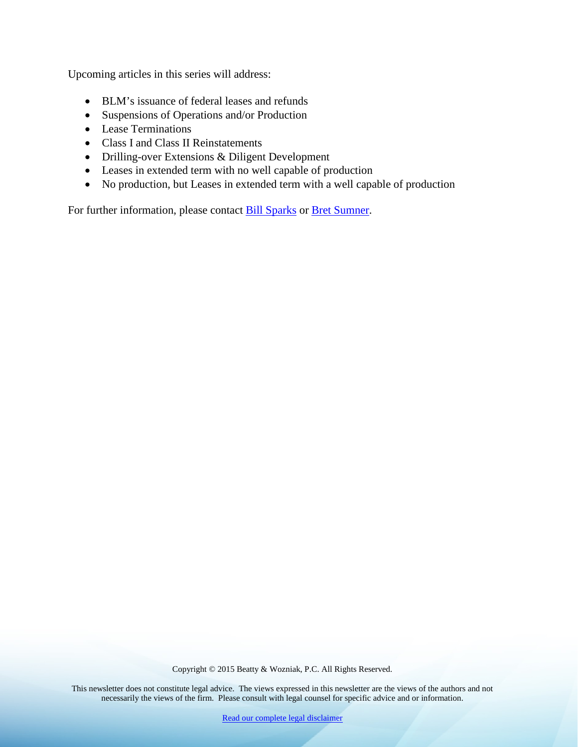Upcoming articles in this series will address:

- BLM's issuance of federal leases and refunds
- Suspensions of Operations and/or Production
- Lease Terminations
- Class I and Class II Reinstatements
- Drilling-over Extensions & Diligent Development
- Leases in extended term with no well capable of production
- No production, but Leases in extended term with a well capable of production

For further information, please contact Bill Sparks or Bret Sumner.

Copyright © 2015 Beatty & Wozniak, P.C. All Rights Reserved.

This newsletter does not constitute legal advice. The views expressed in this newsletter are the views of the authors and not necessarily the views of the firm. Please consult with legal counsel for specific advice and or information.

Read our complete legal disclaimer